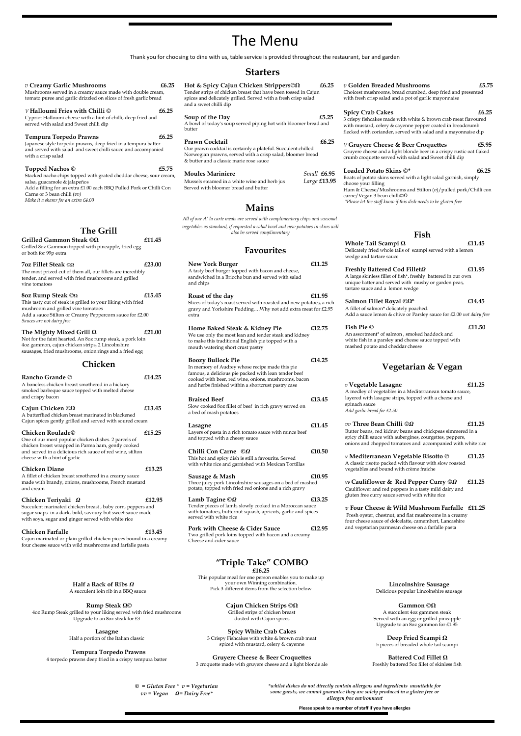# The Menu

Thank you for choosing to dine with us, table service is provided throughout the restaurant, bar and garden

## Starters

**_v_ Creamy Garlic Mushrooms** **£6.25**
Mushrooms served in a creamy sauce made with double cream, tomato puree and garlic drizzled on slices of fresh garlic bread

**_V_ Halloumi Fries with Chilli ©** **£6.25**
Cypriot Halloumi cheese with a hint of chilli, deep fried and served with salad and Sweet chilli dip

**Tempura Torpedo Prawns** **£6.25**
Japanese style torpedo prawns, deep fried in a tempura batter and served with salad and sweet chilli sauce and accompanied with a crisp salad

**Topped Nachos ©** **£5.75**
Stacked nacho chips topped with grated cheddar cheese, sour cream, salsa, guacamole & jalapeños
Add a filling for an extra £1.00 each BBQ Pulled Pork or Chilli Con Carne or 3 bean chilli (_vv_)
_Make it a sharer for an extra £4.00_

**Hot & Spicy Cajun Chicken Strippers©Ω** **£6.25**
Tender strips of chicken breast that have been tossed in Cajun spices and delicately grilled. Served with a fresh crisp salad and a sweet chilli dip

**Soup of the Day** **£5.25**
A bowl of today's soup served piping hot with bloomer bread and butter

**Prawn Cocktail** **£6.25**
Our prawn cocktail is certainly a plateful. Succulent chilled Norwegian prawns, served with a crisp salad, bloomer bread & butter and a classic marie rose sauce

**Moules Mariniere** _Small_ **£6.95** _Large_ **£13.95**
Mussels steamed in a white wine and herb jus
Served with bloomer bread and butter

**_v_ Golden Breaded Mushrooms** **£5.75**
Choicest mushrooms, bread crumbed, deep fried and presented with fresh crisp salad and a pot of garlic mayonnaise

**Spicy Crab Cakes** **£6.25**
3 crispy fishcakes made with white & brown crab meat flavoured with mustard, celery & cayenne pepper coated in breadcrumb flecked with coriander, served with salad and a mayonnaise dip

**_V_ Gruyere Cheese & Beer Croquettes** **£5.95**
Gruyere cheese and a light blonde beer in a crispy rustic oat flaked crumb croquette served with salad and Sweet chilli dip

**Loaded Potato Skins ©*** **£6.25**
Boats of potato skins served with a light salad garnish, simply choose your filling
Ham & Cheese/Mushrooms and Stilton (_v_)/pulled pork/Chilli con carne/Vegan 3 bean chilli©Ω
_*Please let the staff know if this dish needs to be gluten free_

## Mains

_All of our A' la carte meals are served with complimentary chips and seasonal vegetables as standard, if requested a salad bowl and new potatoes in skins will also be served complimentary_

## The Grill

**Grilled Gammon Steak ©Ω** **£11.45**
Grilled 8oz Gammon topped with pineapple, fried egg or both for 99p extra

**7oz Fillet Steak ©Ω** **£23.00**
The most prized cut of them all, our fillets are incredibly tender, and served with fried mushrooms and grilled vine tomatoes

**8oz Rump Steak ©Ω** **£15.45**
This tasty cut of steak is grilled to your liking with fried mushroom and grilled vine tomatoes
Add a sauce Stilton or Creamy Peppercorn sauce for £2.00
_Sauces are not dairy free_

**The Mighty Mixed Grill Ω** **£21.00**
Not for the faint hearted. An 8oz rump steak, a pork loin 4oz gammon, cajun chicken strips, 2 Lincolnshire sausages, fried mushrooms, onion rings and a fried egg

## Chicken

**Rancho Grande ©** **£14.25**
A boneless chicken breast smothered in a hickory smoked barbeque sauce topped with melted cheese and crispy bacon

**Cajun Chicken ©Ω** **£13.45**
A butterflied chicken breast marinated in blackened Cajun spices gently grilled and served with soured cream

**Chicken Roulade©** **£15.25**
One of our most popular chicken dishes. 2 parcels of chicken breast wrapped in Parma ham, gently cooked and served in a delicious rich sauce of red wine, stilton cheese with a hint of garlic

**Chicken Diane** **£13.25**
A fillet of chicken breast smothered in a creamy sauce made with brandy, onions, mushrooms, French mustard and cream

**Chicken Teriyaki Ω** **£12.95**
Succulent marinated chicken breast , baby corn, peppers and sugar snaps in a dark, bold, savoury but sweet sauce made with soya, sugar and ginger served with white rice

**Chicken Farfalle** **£13.45**
Cajun marinated or plain grilled chicken pieces bound in a creamy four cheese sauce with wild mushrooms and farfalle pasta

## Favourites

**New York Burger** **£11.25**
A tasty beef burger topped with bacon and cheese, sandwiched in a Brioche bun and served with salad and chips

**Roast of the day** **£11.95**
Slices of today's roast served with roasted and new potatoes, a rich gravy and Yorkshire Pudding….Why not add extra meat for £2.95 extra

**Home Baked Steak & Kidney Pie** **£12.75**
We use only the most lean and tender steak and kidney to make this traditional English pie topped with a mouth watering short crust pastry

**Boozy Bullock Pie** **£14.25**
In memory of Audrey whose recipe made this pie famous, a delicious pie packed with lean tender beef cooked with beer, red wine, onions, mushrooms, bacon and herbs finished within a shortcrust pastry case

**Braised Beef** **£13.45**
Slow cooked 8oz fillet of beef in rich gravy served on a bed of mash potatoes

**Lasagne** **£11.45**
Layers of pasta in a rich tomato sauce with mince beef and topped with a cheesy sauce

**Chilli Con Carne ©Ω** **£10.50**
This hot and spicy dish is still a favourite. Served with white rice and garnished with Mexican Tortillas

**Sausage & Mash** **£10.95**
Three juicy pork Lincolnshire sausages on a bed of mashed potato, topped with fried red onions and a rich gravy

**Lamb Tagine ©Ω** **£13.25**
Tender pieces of lamb, slowly cooked in a Moroccan sauce with tomatoes, butternut squash, apricots, garlic and spices served with white rice

**Pork with Cheese & Cider Sauce** **£12.95**
Two grilled pork loins topped with bacon and a creamy Cheese and cider sauce

## Fish

**Whole Tail Scampi Ω** **£11.45**
Delicately fried whole tails of scampi served with a lemon wedge and tartare sauce

**Freshly Battered Cod FilletΩ** **£11.95**
A large skinless fillet of fish*, freshly battered in our own unique batter and served with mushy or garden peas, tartare sauce and a lemon wedge

**Salmon Fillet Royal ©Ω*** **£14.45**
A fillet of salmon* delicately poached.
Add a sauce lemon & chive or Parsley sauce for £2.00 _not dairy free_

**Fish Pie ©** **£11.50**
An assortment* of salmon , smoked haddock and white fish in a parsley and cheese sauce topped with mashed potato and cheddar cheese

## Vegetarian & Vegan

**_v_ Vegetable Lasagne** **£11.25**
A medley of vegetables in a Mediterranean tomato sauce, layered with lasagne strips, topped with a cheese and spinach sauce
_Add garlic bread for £2.50_

**_vv_ Three Bean Chilli ©Ω** **£11.25**
Butter beans, red kidney beans and chickpeas simmered in a spicy chilli sauce with aubergines, courgettes, peppers, onions and chopped tomatoes and accompanied with white rice

**_v_ Mediterranean Vegetable Risotto ©** **£11.25**
A classic risotto packed with flavour with slow roasted vegetables and bound with crème fraîche

**_vv_ Cauliflower & Red Pepper Curry ©Ω** **£11.25**
Cauliflower and red peppers in a tasty mild dairy and gluten free curry sauce served with white rice

**_v_ Four Cheese & Wild Mushroom Farfalle** **£11.25**
Fresh oyster, chestnut, and flat mushrooms in a creamy four cheese sauce of dolcelatte, camembert, Lancashire and vegetarian parmesan cheese on a farfalle pasta

## "Triple Take" COMBO

**£16.25**

This popular meal for one person enables you to make up your own Winning combination.
Pick 3 different items from the selection below

**Half a Rack of Ribs Ω**
A succulent loin rib in a BBQ sauce

**Rump Steak Ω©**
4oz Rump Steak grilled to your liking served with fried mushrooms
Upgrade to an 8oz steak for £3

**Lasagne**
Half a portion of the Italian classic

**Tempura Torpedo Prawns**
4 torpedo prawns deep fried in a crispy tempura batter

**Cajun Chicken Strips ©Ω**
Grilled strips of chicken breast dusted with Cajun spices

**Spicy White Crab Cakes**
3 Crispy Fishcakes with white & brown crab meat spiced with mustard, celery & cayenne

**Gruyere Cheese & Beer Croquettes**
3 croquette made with gruyere cheese and a light blonde ale

**Lincolnshire Sausage**
Delicious popular Lincolnshire sausage

**Gammon ©Ω**
A succulent 4oz gammon steak
Served with an egg or grilled pineapple
Upgrade to an 8oz gammon for £1.95

**Deep Fried Scampi Ω**
5 pieces of breaded whole tail scampi

**Battered Cod Fillet Ω**
Freshly battered 5oz fillet of skinless fish

_© = Gluten Free * v = Vegetarian_
_vv = Vegan Ω= Dairy Free*_

_*whilst dishes do not directly contain allergens and ingredients unsuitable for some guests, we cannot guarantee they are solely produced in a gluten free or allergen free environment_

**Please speak to a member of staff if you have allergies**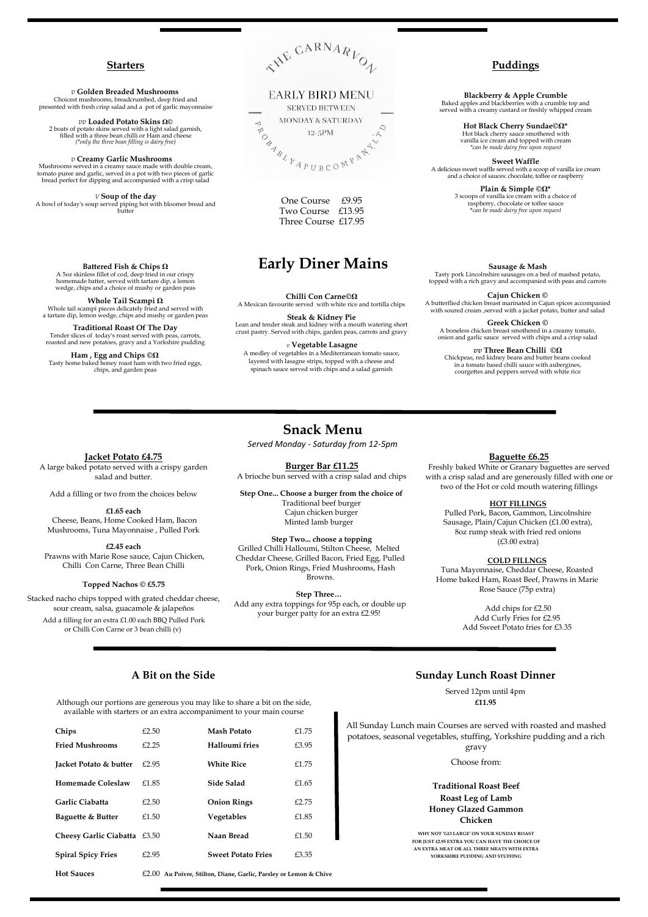## Starters

*v* **Golden Breaded Mushrooms**
Choicest mushrooms, breadcrumbed, deep fried and presented with fresh crisp salad and a pot of garlic mayonnaise

*vv* **Loaded Potato Skins Ω©**
2 boats of potato skins served with a light salad garnish, filled with a three bean chilli or Ham and cheese
*(\*only the three bean filling is dairy free)*

*v* **Creamy Garlic Mushrooms**
Mushrooms served in a creamy sauce made with double cream, tomato puree and garlic, served in a pot with two pieces of garlic bread perfect for dipping and accompanied with a crisp salad

*V* **Soup of the day**
A bowl of today's soup served piping hot with bloomer bread and butter

# THE CARNARVON

## EARLY BIRD MENU

SERVED BETWEEN
MONDAY & SATURDAY
12-5PM

PROBABLY A PUB COMPANY LTD

One Course £9.95
Two Course £13.95
Three Course £17.95

## Puddings

**Blackberry & Apple Crumble**
Baked apples and blackberries with a crumble top and served with a creamy custard or freshly whipped cream

**Hot Black Cherry Sundae©Ω\***
Hot black cherry sauce smothered with vanilla ice cream and topped with cream
*\*can be made dairy free upon request*

**Sweet Waffle**
A delicious sweet waffle served with a scoop of vanilla ice cream and a choice of sauces: chocolate, toffee or raspberry

**Plain & Simple ©Ω\***
3 scoops of vanilla ice cream with a choice of raspberry, chocolate or toffee sauce
*\*can be made dairy free upon request*

# Early Diner Mains

**Battered Fish & Chips Ω**
A 5oz skinless fillet of cod, deep fried in our crispy homemade batter, served with tartare dip, a lemon wedge, chips and a choice of mushy or garden peas

**Whole Tail Scampi Ω**
Whole tail scampi pieces delicately fried and served with a tartare dip, lemon wedge, chips and mushy or garden peas

**Traditional Roast Of The Day**
Tender slices of today's roast served with peas, carrots, roasted and new potatoes, gravy and a Yorkshire pudding

**Ham , Egg and Chips ©Ω**
Tasty home baked honey roast ham with two fried eggs, chips, and garden peas

**Chilli Con Carne©Ω**
A Mexican favourite served with white rice and tortilla chips

**Steak & Kidney Pie**
Lean and tender steak and kidney with a mouth watering short crust pastry. Served with chips, garden peas, carrots and gravy

*v* **Vegetable Lasagne**
A medley of vegetables in a Mediterranean tomato sauce, layered with lasagne strips, topped with a cheese and spinach sauce served with chips and a salad garnish

**Sausage & Mash**
Tasty pork Lincolnshire sausages on a bed of mashed potato, topped with a rich gravy and accompanied with peas and carrots

**Cajun Chicken ©**
A butterflied chicken breast marinated in Cajun spices accompanied with soured cream ,served with a jacket potato, butter and salad

**Greek Chicken ©**
A boneless chicken breast smothered in a creamy tomato, onion and garlic sauce served with chips and a crisp salad

*vv* **Three Bean Chilli ©Ω**
Chickpeas, red kidney beans and butter beans cooked in a tomato based chilli sauce with aubergines, courgettes and peppers served with white rice

# Snack Menu

*Served Monday - Saturday from 12-5pm*

### Jacket Potato £4.75

A large baked potato served with a crispy garden salad and butter.

Add a filling or two from the choices below

**£1.65 each**
Cheese, Beans, Home Cooked Ham, Bacon Mushrooms, Tuna Mayonnaise , Pulled Pork

**£2.45 each**
Prawns with Marie Rose sauce, Cajun Chicken, Chilli Con Carne, Three Bean Chilli

**Topped Nachos © £5.75**

Stacked nacho chips topped with grated cheddar cheese, sour cream, salsa, guacamole & jalapeños
Add a filling for an extra £1.00 each BBQ Pulled Pork or Chilli Con Carne or 3 bean chilli (v)

### Burger Bar £11.25

A brioche bun served with a crisp salad and chips

**Step One... Choose a burger from the choice of**
Traditional beef burger
Cajun chicken burger
Minted lamb burger

**Step Two... choose a topping**
Grilled Chilli Halloumi, Stilton Cheese, Melted Cheddar Cheese, Grilled Bacon, Fried Egg, Pulled Pork, Onion Rings, Fried Mushrooms, Hash Browns.

**Step Three…**
Add any extra toppings for 95p each, or double up your burger patty for an extra £2.95!

### Baguette £6.25

Freshly baked White or Granary baguettes are served with a crisp salad and are generously filled with one or two of the Hot or cold mouth watering fillings

**HOT FILLINGS**
Pulled Pork, Bacon, Gammon, Lincolnshire Sausage, Plain/Cajun Chicken (£1.00 extra), 8oz rump steak with fried red onions (£3.00 extra)

**COLD FILLNGS**
Tuna Mayonnaise, Cheddar Cheese, Roasted Home baked Ham, Roast Beef, Prawns in Marie Rose Sauce (75p extra)

Add chips for £2.50
Add Curly Fries for £2.95
Add Sweet Potato fries for £3.35

## A Bit on the Side

Although our portions are generous you may like to share a bit on the side, available with starters or an extra accompaniment to your main course

| | | | |
|---|---|---|---|
| **Chips** | £2.50 | **Mash Potato** | £1.75 |
| **Fried Mushrooms** | £2.25 | **Halloumi fries** | £3.95 |
| **Jacket Potato & butter** | £2.95 | **White Rice** | £1.75 |
| **Homemade Coleslaw** | £1.85 | **Side Salad** | £1.65 |
| **Garlic Ciabatta** | £2.50 | **Onion Rings** | £2.75 |
| **Baguette & Butter** | £1.50 | **Vegetables** | £1.85 |
| **Cheesy Garlic Ciabatta** | £3.50 | **Naan Bread** | £1.50 |
| **Spiral Spicy Fries** | £2.95 | **Sweet Potato Fries** | £3.35 |
| **Hot Sauces** | £2.00 | **Au Poivre, Stilton, Diane, Garlic, Parsley or Lemon & Chive** | |

## Sunday Lunch Roast Dinner

Served 12pm until 4pm
**£11.95**

All Sunday Lunch main Courses are served with roasted and mashed potatoes, seasonal vegetables, stuffing, Yorkshire pudding and a rich gravy

Choose from:

**Traditional Roast Beef**
**Roast Leg of Lamb**
**Honey Glazed Gammon**
**Chicken**

WHY NOT 'GO LARGE' ON YOUR SUNDAY ROAST FOR JUST £2.95 EXTRA YOU CAN HAVE THE CHOICE OF AN EXTRA MEAT OR ALL THREE MEATS WITH EXTRA YORKSHIRE PUDDING AND STUFFING